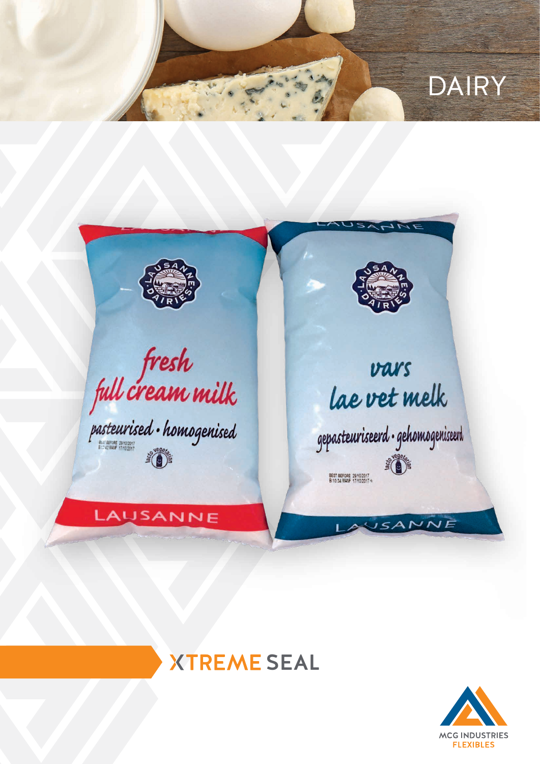# DAIRY

## XTREME SEAL

MCG INDUSTRIES
FLEXIBLES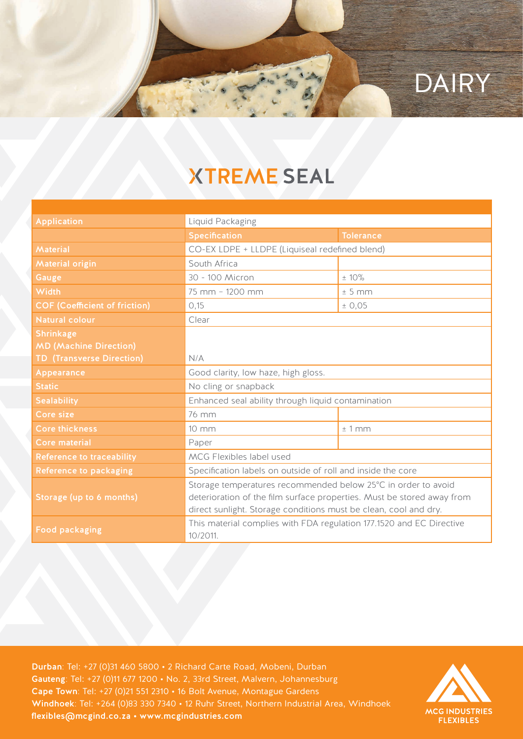DAIRY

# XTREME SEAL

| | | |
|---|---|---|
| Application | Liquid Packaging | |
| | Specification | Tolerance |
| Material | CO-EX LDPE + LLDPE (Liquiseal redefined blend) | |
| Material origin | South Africa | |
| Gauge | 30 - 100 Micron | ± 10% |
| Width | 75 mm – 1200 mm | ± 5 mm |
| COF (Coefficient of friction) | 0,15 | ± 0,05 |
| Natural colour | Clear | |
| Shrinkage<br>MD (Machine Direction)<br>TD (Transverse Direction) | N/A | |
| Appearance | Good clarity, low haze, high gloss. | |
| Static | No cling or snapback | |
| Sealability | Enhanced seal ability through liquid contamination | |
| Core size | 76 mm | |
| Core thickness | 10 mm | ± 1 mm |
| Core material | Paper | |
| Reference to traceability | MCG Flexibles label used | |
| Reference to packaging | Specification labels on outside of roll and inside the core | |
| Storage (up to 6 months) | Storage temperatures recommended below 25°C in order to avoid deterioration of the film surface properties. Must be stored away from direct sunlight. Storage conditions must be clean, cool and dry. | |
| Food packaging | This material complies with FDA regulation 177.1520 and EC Directive 10/2011. | |

**Durban**: Tel: +27 (0)31 460 5800 • 2 Richard Carte Road, Mobeni, Durban
**Gauteng**: Tel: +27 (0)11 677 1200 • No. 2, 33rd Street, Malvern, Johannesburg
**Cape Town**: Tel: +27 (0)21 551 2310 • 16 Bolt Avenue, Montague Gardens
**Windhoek**: Tel: +264 (0)83 330 7340 • 12 Ruhr Street, Northern Industrial Area, Windhoek
**flexibles@mcgind.co.za • www.mcgindustries.com**

MCG INDUSTRIES FLEXIBLES